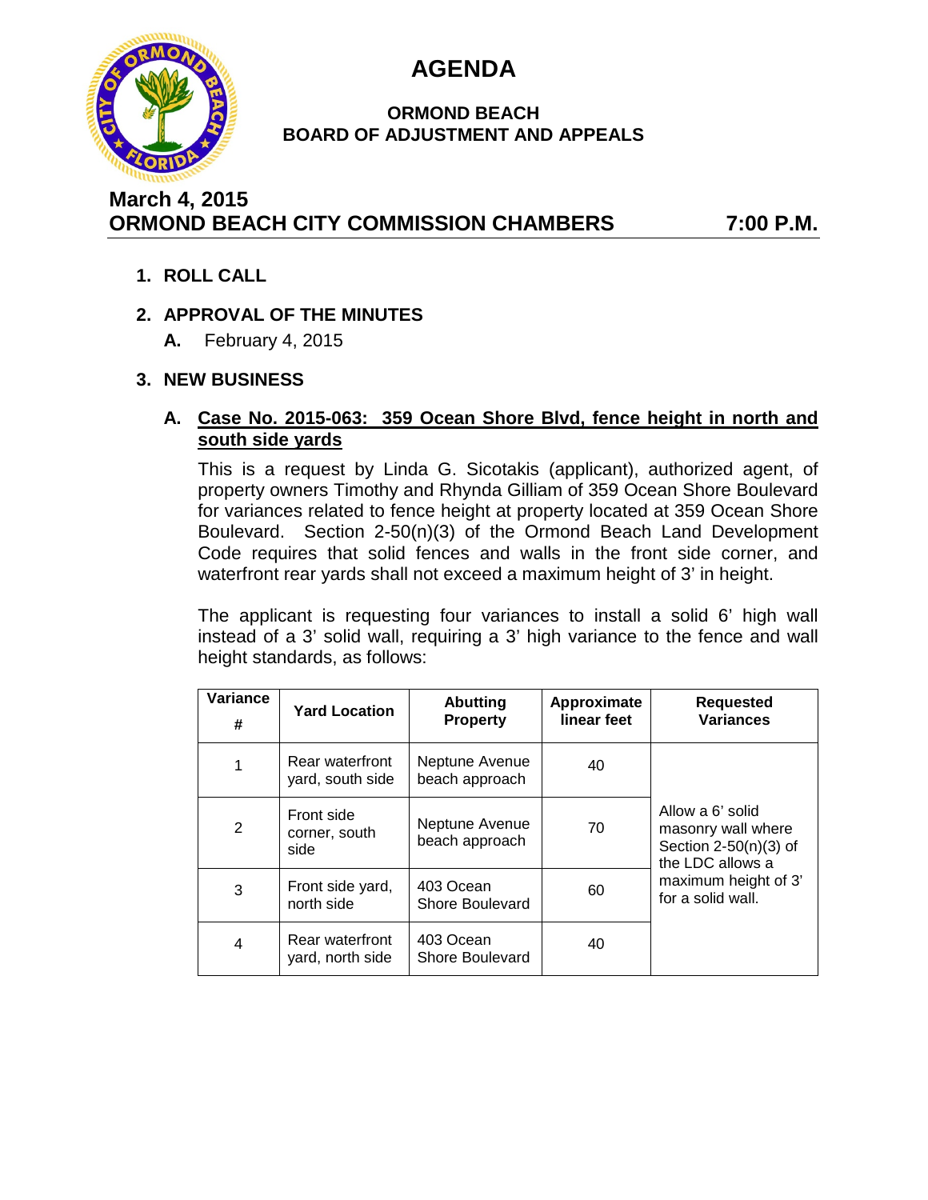# AGENDA

### ORMOND BEACH BOARD OF ADJUSTMENT AND APPEALS

**March 4, 2015**
**ORMOND BEACH CITY COMMISSION CHAMBERS 7:00 P.M.**

1. **ROLL CALL**

2. **APPROVAL OF THE MINUTES**
   - **A.** February 4, 2015

3. **NEW BUSINESS**

   **A. Case No. 2015-063: 359 Ocean Shore Blvd, fence height in north and south side yards**

   This is a request by Linda G. Sicotakis (applicant), authorized agent, of property owners Timothy and Rhynda Gilliam of 359 Ocean Shore Boulevard for variances related to fence height at property located at 359 Ocean Shore Boulevard. Section 2-50(n)(3) of the Ormond Beach Land Development Code requires that solid fences and walls in the front side corner, and waterfront rear yards shall not exceed a maximum height of 3' in height.

   The applicant is requesting four variances to install a solid 6' high wall instead of a 3' solid wall, requiring a 3' high variance to the fence and wall height standards, as follows:

| Variance # | Yard Location | Abutting Property | Approximate linear feet | Requested Variances |
|---|---|---|---|---|
| 1 | Rear waterfront yard, south side | Neptune Avenue beach approach | 40 | Allow a 6' solid masonry wall where Section 2-50(n)(3) of the LDC allows a maximum height of 3' for a solid wall. |
| 2 | Front side corner, south side | Neptune Avenue beach approach | 70 | |
| 3 | Front side yard, north side | 403 Ocean Shore Boulevard | 60 | |
| 4 | Rear waterfront yard, north side | 403 Ocean Shore Boulevard | 40 | |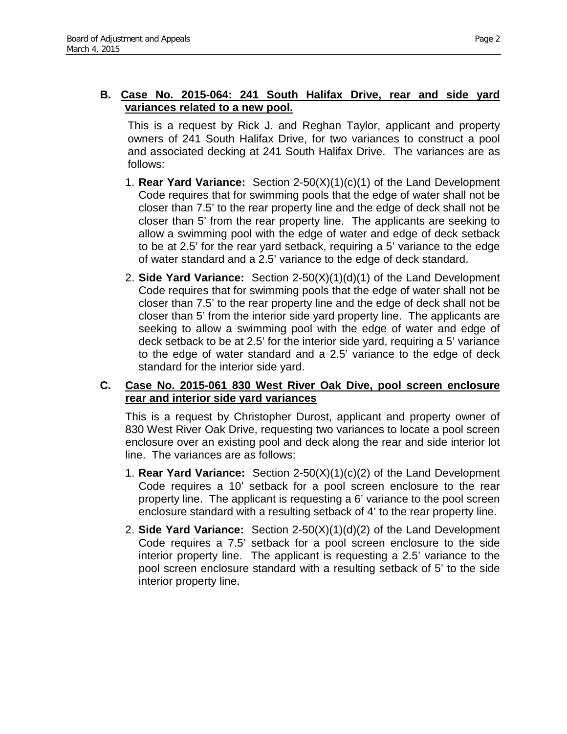**B. Case No. 2015-064: 241 South Halifax Drive, rear and side yard variances related to a new pool.**

This is a request by Rick J. and Reghan Taylor, applicant and property owners of 241 South Halifax Drive, for two variances to construct a pool and associated decking at 241 South Halifax Drive. The variances are as follows:

1. **Rear Yard Variance:** Section 2-50(X)(1)(c)(1) of the Land Development Code requires that for swimming pools that the edge of water shall not be closer than 7.5' to the rear property line and the edge of deck shall not be closer than 5' from the rear property line. The applicants are seeking to allow a swimming pool with the edge of water and edge of deck setback to be at 2.5' for the rear yard setback, requiring a 5' variance to the edge of water standard and a 2.5' variance to the edge of deck standard.

2. **Side Yard Variance:** Section 2-50(X)(1)(d)(1) of the Land Development Code requires that for swimming pools that the edge of water shall not be closer than 7.5' to the rear property line and the edge of deck shall not be closer than 5' from the interior side yard property line. The applicants are seeking to allow a swimming pool with the edge of water and edge of deck setback to be at 2.5' for the interior side yard, requiring a 5' variance to the edge of water standard and a 2.5' variance to the edge of deck standard for the interior side yard.

**C. Case No. 2015-061 830 West River Oak Dive, pool screen enclosure rear and interior side yard variances**

This is a request by Christopher Durost, applicant and property owner of 830 West River Oak Drive, requesting two variances to locate a pool screen enclosure over an existing pool and deck along the rear and side interior lot line. The variances are as follows:

1. **Rear Yard Variance:** Section 2-50(X)(1)(c)(2) of the Land Development Code requires a 10' setback for a pool screen enclosure to the rear property line. The applicant is requesting a 6' variance to the pool screen enclosure standard with a resulting setback of 4' to the rear property line.

2. **Side Yard Variance:** Section 2-50(X)(1)(d)(2) of the Land Development Code requires a 7.5' setback for a pool screen enclosure to the side interior property line. The applicant is requesting a 2.5' variance to the pool screen enclosure standard with a resulting setback of 5' to the side interior property line.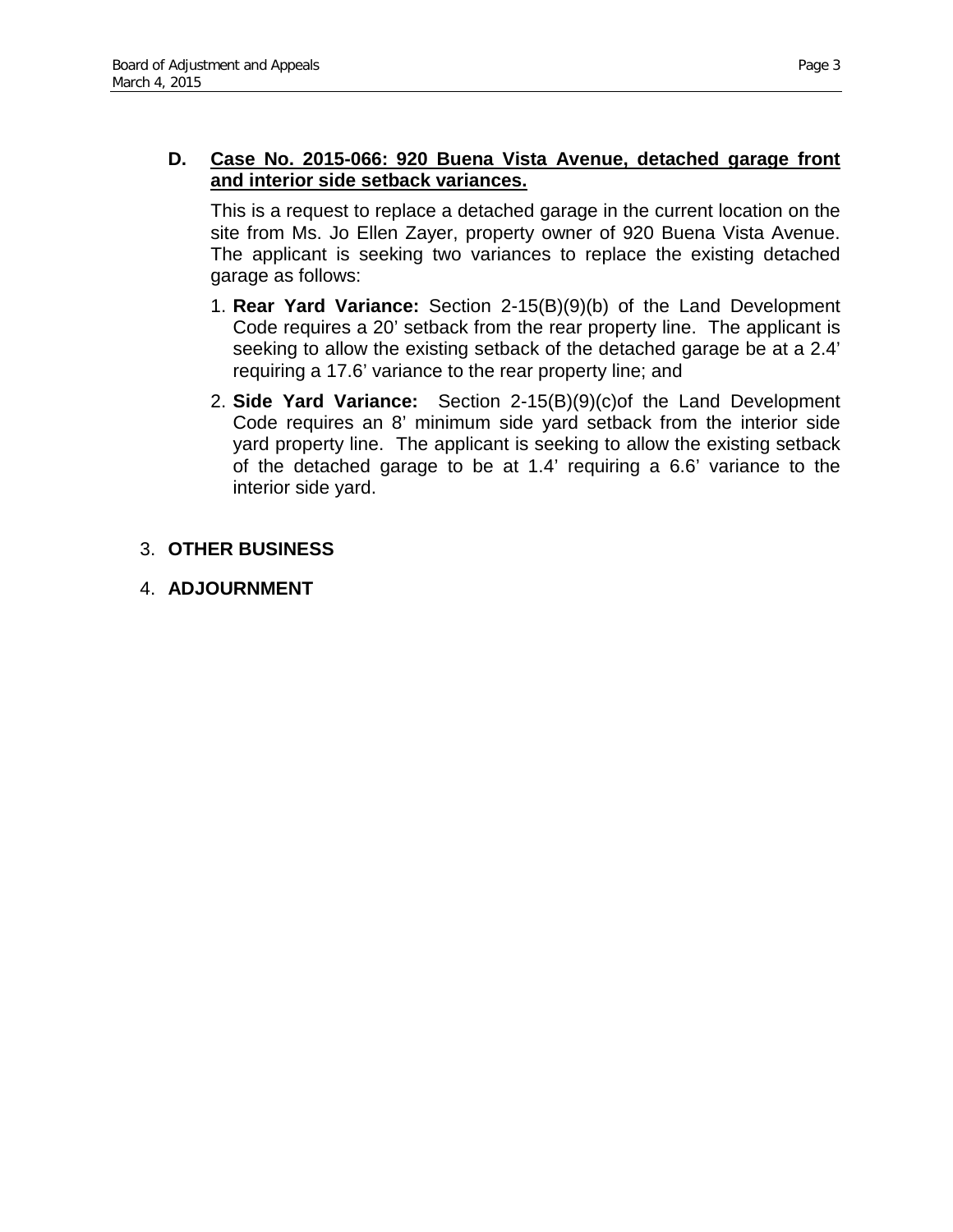**D. <u>Case No. 2015-066: 920 Buena Vista Avenue, detached garage front and interior side setback variances.</u>**

This is a request to replace a detached garage in the current location on the site from Ms. Jo Ellen Zayer, property owner of 920 Buena Vista Avenue. The applicant is seeking two variances to replace the existing detached garage as follows:

1. **Rear Yard Variance:** Section 2-15(B)(9)(b) of the Land Development Code requires a 20' setback from the rear property line. The applicant is seeking to allow the existing setback of the detached garage be at a 2.4' requiring a 17.6' variance to the rear property line; and
2. **Side Yard Variance:** Section 2-15(B)(9)(c)of the Land Development Code requires an 8' minimum side yard setback from the interior side yard property line. The applicant is seeking to allow the existing setback of the detached garage to be at 1.4' requiring a 6.6' variance to the interior side yard.

3. **OTHER BUSINESS**

4. **ADJOURNMENT**